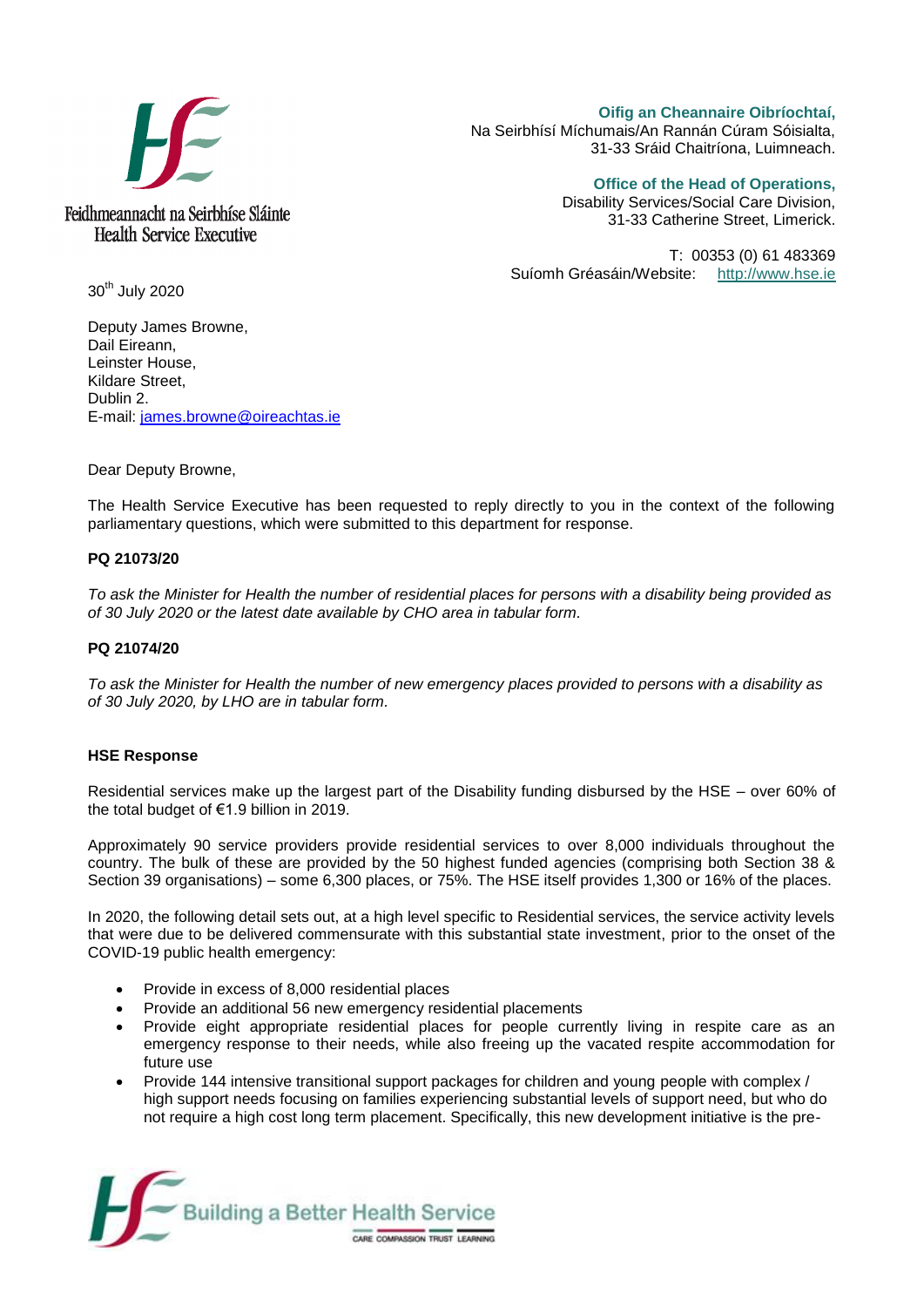Feidhmeannacht na Seirbhíse Sláinte
Health Service Executive

**Oifig an Cheannaire Oibríochtaí,**
Na Seirbhísí Míchumais/An Rannán Cúram Sóisialta,
31-33 Sráid Chaitríona, Luimneach.

**Office of the Head of Operations,**
Disability Services/Social Care Division,
31-33 Catherine Street, Limerick.

T: 00353 (0) 61 483369
Suíomh Gréasáin/Website: http://www.hse.ie

30th July 2020

Deputy James Browne,
Dail Eireann,
Leinster House,
Kildare Street,
Dublin 2.
E-mail: james.browne@oireachtas.ie

Dear Deputy Browne,

The Health Service Executive has been requested to reply directly to you in the context of the following parliamentary questions, which were submitted to this department for response.

**PQ 21073/20**

*To ask the Minister for Health the number of residential places for persons with a disability being provided as of 30 July 2020 or the latest date available by CHO area in tabular form.*

**PQ 21074/20**

*To ask the Minister for Health the number of new emergency places provided to persons with a disability as of 30 July 2020, by LHO are in tabular form.*

**HSE Response**

Residential services make up the largest part of the Disability funding disbursed by the HSE – over 60% of the total budget of €1.9 billion in 2019.

Approximately 90 service providers provide residential services to over 8,000 individuals throughout the country. The bulk of these are provided by the 50 highest funded agencies (comprising both Section 38 & Section 39 organisations) – some 6,300 places, or 75%. The HSE itself provides 1,300 or 16% of the places.

In 2020, the following detail sets out, at a high level specific to Residential services, the service activity levels that were due to be delivered commensurate with this substantial state investment, prior to the onset of the COVID-19 public health emergency:

- Provide in excess of 8,000 residential places
- Provide an additional 56 new emergency residential placements
- Provide eight appropriate residential places for people currently living in respite care as an emergency response to their needs, while also freeing up the vacated respite accommodation for future use
- Provide 144 intensive transitional support packages for children and young people with complex / high support needs focusing on families experiencing substantial levels of support need, but who do not require a high cost long term placement. Specifically, this new development initiative is the pre-

Building a Better Health Service
CARE COMPASSION TRUST LEARNING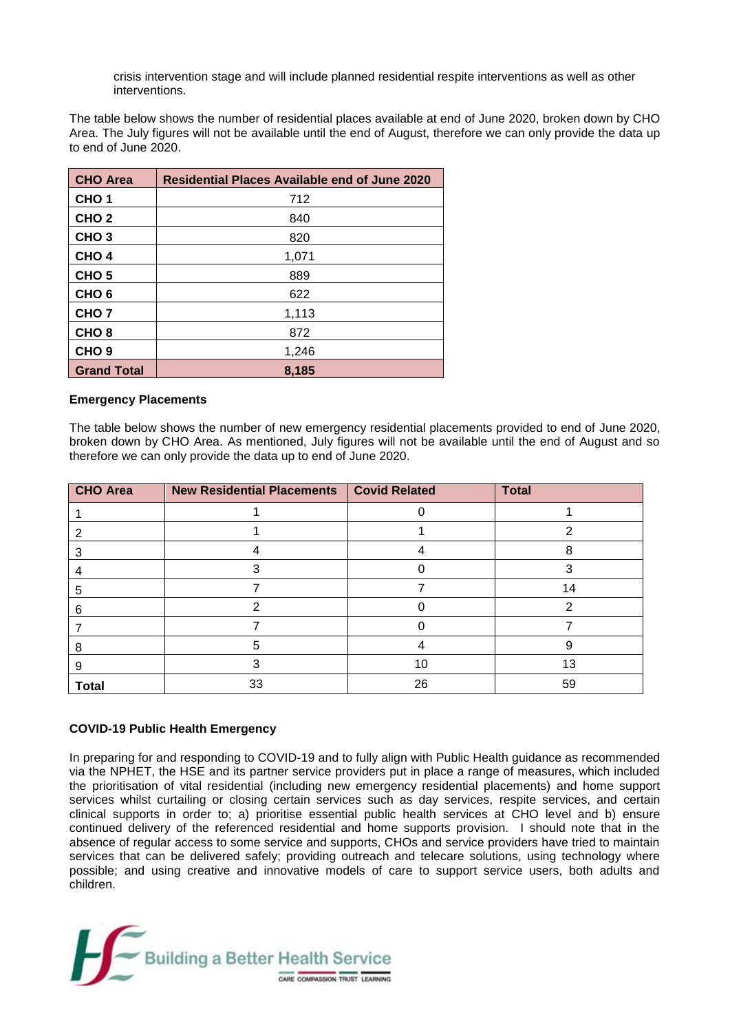crisis intervention stage and will include planned residential respite interventions as well as other interventions.

The table below shows the number of residential places available at end of June 2020, broken down by CHO Area. The July figures will not be available until the end of August, therefore we can only provide the data up to end of June 2020.

| CHO Area | Residential Places Available end of June 2020 |
|---|---|
| CHO 1 | 712 |
| CHO 2 | 840 |
| CHO 3 | 820 |
| CHO 4 | 1,071 |
| CHO 5 | 889 |
| CHO 6 | 622 |
| CHO 7 | 1,113 |
| CHO 8 | 872 |
| CHO 9 | 1,246 |
| **Grand Total** | **8,185** |

**Emergency Placements**

The table below shows the number of new emergency residential placements provided to end of June 2020, broken down by CHO Area. As mentioned, July figures will not be available until the end of August and so therefore we can only provide the data up to end of June 2020.

| CHO Area | New Residential Placements | Covid Related | Total |
|---|---|---|---|
| 1 | 1 | 0 | 1 |
| 2 | 1 | 1 | 2 |
| 3 | 4 | 4 | 8 |
| 4 | 3 | 0 | 3 |
| 5 | 7 | 7 | 14 |
| 6 | 2 | 0 | 2 |
| 7 | 7 | 0 | 7 |
| 8 | 5 | 4 | 9 |
| 9 | 3 | 10 | 13 |
| **Total** | 33 | 26 | 59 |

**COVID-19 Public Health Emergency**

In preparing for and responding to COVID-19 and to fully align with Public Health guidance as recommended via the NPHET, the HSE and its partner service providers put in place a range of measures, which included the prioritisation of vital residential (including new emergency residential placements) and home support services whilst curtailing or closing certain services such as day services, respite services, and certain clinical supports in order to; a) prioritise essential public health services at CHO level and b) ensure continued delivery of the referenced residential and home supports provision. I should note that in the absence of regular access to some service and supports, CHOs and service providers have tried to maintain services that can be delivered safely; providing outreach and telecare solutions, using technology where possible; and using creative and innovative models of care to support service users, both adults and children.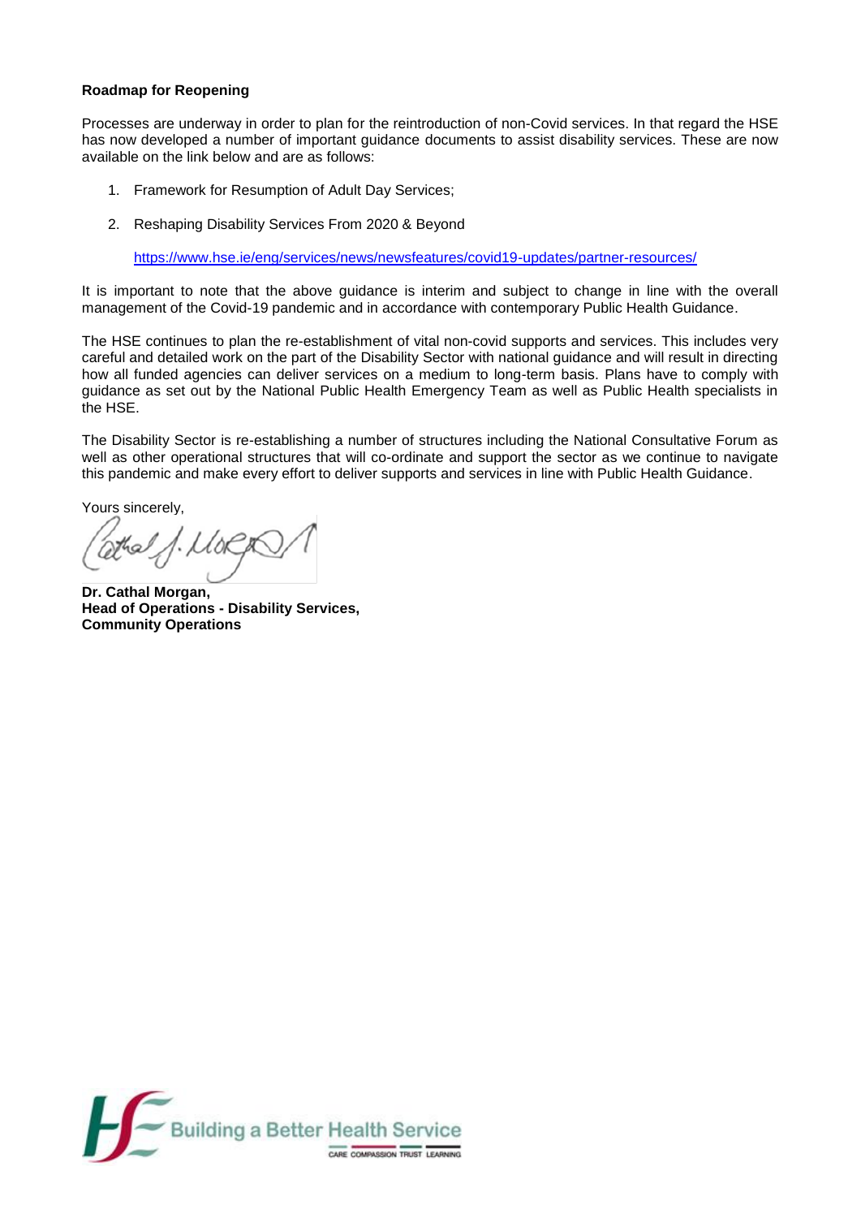**Roadmap for Reopening**

Processes are underway in order to plan for the reintroduction of non-Covid services. In that regard the HSE has now developed a number of important guidance documents to assist disability services. These are now available on the link below and are as follows:

1. Framework for Resumption of Adult Day Services;
2. Reshaping Disability Services From 2020 & Beyond

   https://www.hse.ie/eng/services/news/newsfeatures/covid19-updates/partner-resources/

It is important to note that the above guidance is interim and subject to change in line with the overall management of the Covid-19 pandemic and in accordance with contemporary Public Health Guidance.

The HSE continues to plan the re-establishment of vital non-covid supports and services. This includes very careful and detailed work on the part of the Disability Sector with national guidance and will result in directing how all funded agencies can deliver services on a medium to long-term basis. Plans have to comply with guidance as set out by the National Public Health Emergency Team as well as Public Health specialists in the HSE.

The Disability Sector is re-establishing a number of structures including the National Consultative Forum as well as other operational structures that will co-ordinate and support the sector as we continue to navigate this pandemic and make every effort to deliver supports and services in line with Public Health Guidance.

Yours sincerely,

**Dr. Cathal Morgan,**
**Head of Operations - Disability Services,**
**Community Operations**

Building a Better Health Service

CARE COMPASSION TRUST LEARNING